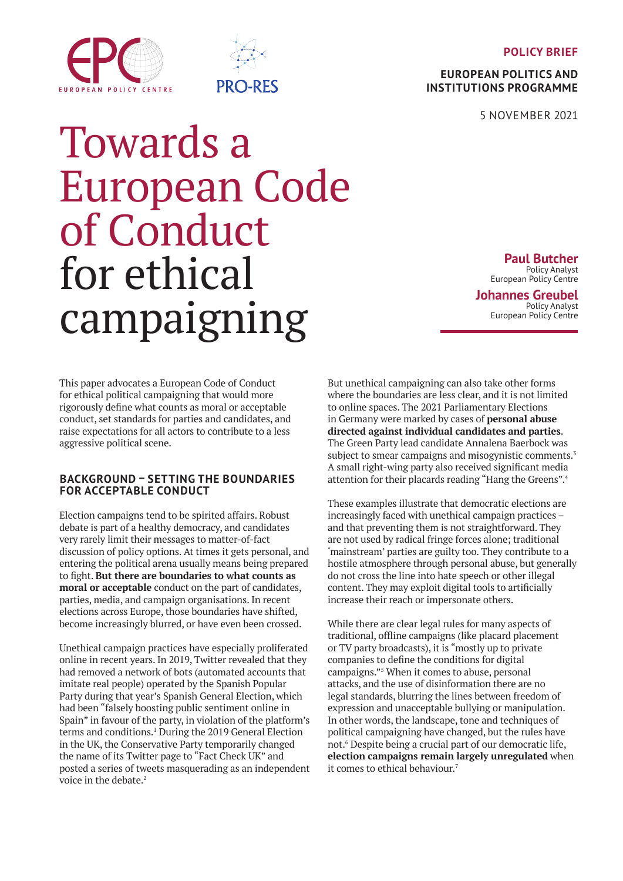POLICY BRIEF

EUROPEAN POLITICS AND INSTITUTIONS PROGRAMME

5 NOVEMBER 2021

# Towards a European Code of Conduct for ethical campaigning

**Paul Butcher**
Policy Analyst
European Policy Centre

**Johannes Greubel**
Policy Analyst
European Policy Centre

This paper advocates a European Code of Conduct for ethical political campaigning that would more rigorously define what counts as moral or acceptable conduct, set standards for parties and candidates, and raise expectations for all actors to contribute to a less aggressive political scene.

## BACKGROUND – SETTING THE BOUNDARIES FOR ACCEPTABLE CONDUCT

Election campaigns tend to be spirited affairs. Robust debate is part of a healthy democracy, and candidates very rarely limit their messages to matter-of-fact discussion of policy options. At times it gets personal, and entering the political arena usually means being prepared to fight. **But there are boundaries to what counts as moral or acceptable** conduct on the part of candidates, parties, media, and campaign organisations. In recent elections across Europe, those boundaries have shifted, become increasingly blurred, or have even been crossed.

Unethical campaign practices have especially proliferated online in recent years. In 2019, Twitter revealed that they had removed a network of bots (automated accounts that imitate real people) operated by the Spanish Popular Party during that year's Spanish General Election, which had been "falsely boosting public sentiment online in Spain" in favour of the party, in violation of the platform's terms and conditions.[1] During the 2019 General Election in the UK, the Conservative Party temporarily changed the name of its Twitter page to "Fact Check UK" and posted a series of tweets masquerading as an independent voice in the debate.[2]

But unethical campaigning can also take other forms where the boundaries are less clear, and it is not limited to online spaces. The 2021 Parliamentary Elections in Germany were marked by cases of **personal abuse directed against individual candidates and parties**. The Green Party lead candidate Annalena Baerbock was subject to smear campaigns and misogynistic comments.[3] A small right-wing party also received significant media attention for their placards reading "Hang the Greens".[4]

These examples illustrate that democratic elections are increasingly faced with unethical campaign practices – and that preventing them is not straightforward. They are not used by radical fringe forces alone; traditional 'mainstream' parties are guilty too. They contribute to a hostile atmosphere through personal abuse, but generally do not cross the line into hate speech or other illegal content. They may exploit digital tools to artificially increase their reach or impersonate others.

While there are clear legal rules for many aspects of traditional, offline campaigns (like placard placement or TV party broadcasts), it is "mostly up to private companies to define the conditions for digital campaigns."[5] When it comes to abuse, personal attacks, and the use of disinformation there are no legal standards, blurring the lines between freedom of expression and unacceptable bullying or manipulation. In other words, the landscape, tone and techniques of political campaigning have changed, but the rules have not.[6] Despite being a crucial part of our democratic life, **election campaigns remain largely unregulated** when it comes to ethical behaviour.[7]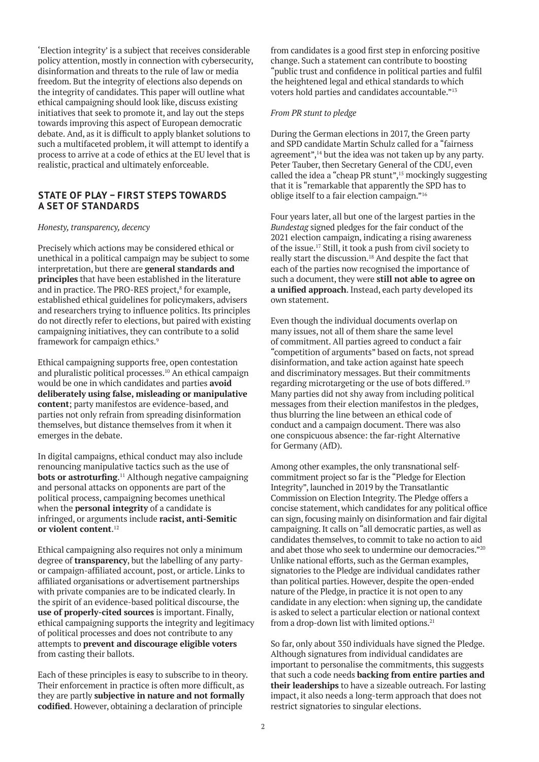'Election integrity' is a subject that receives considerable policy attention, mostly in connection with cybersecurity, disinformation and threats to the rule of law or media freedom. But the integrity of elections also depends on the integrity of candidates. This paper will outline what ethical campaigning should look like, discuss existing initiatives that seek to promote it, and lay out the steps towards improving this aspect of European democratic debate. And, as it is difficult to apply blanket solutions to such a multifaceted problem, it will attempt to identify a process to arrive at a code of ethics at the EU level that is realistic, practical and ultimately enforceable.

## STATE OF PLAY – FIRST STEPS TOWARDS A SET OF STANDARDS

*Honesty, transparency, decency*

Precisely which actions may be considered ethical or unethical in a political campaign may be subject to some interpretation, but there are **general standards and principles** that have been established in the literature and in practice. The PRO-RES project,[8] for example, established ethical guidelines for policymakers, advisers and researchers trying to influence politics. Its principles do not directly refer to elections, but paired with existing campaigning initiatives, they can contribute to a solid framework for campaign ethics.[9]

Ethical campaigning supports free, open contestation and pluralistic political processes.[10] An ethical campaign would be one in which candidates and parties **avoid deliberately using false, misleading or manipulative content**; party manifestos are evidence-based, and parties not only refrain from spreading disinformation themselves, but distance themselves from it when it emerges in the debate.

In digital campaigns, ethical conduct may also include renouncing manipulative tactics such as the use of **bots or astroturfing**.[11] Although negative campaigning and personal attacks on opponents are part of the political process, campaigning becomes unethical when the **personal integrity** of a candidate is infringed, or arguments include **racist, anti-Semitic or violent content**.[12]

Ethical campaigning also requires not only a minimum degree of **transparency**, but the labelling of any party- or campaign-affiliated account, post, or article. Links to affiliated organisations or advertisement partnerships with private companies are to be indicated clearly. In the spirit of an evidence-based political discourse, the **use of properly-cited sources** is important. Finally, ethical campaigning supports the integrity and legitimacy of political processes and does not contribute to any attempts to **prevent and discourage eligible voters** from casting their ballots.

Each of these principles is easy to subscribe to in theory. Their enforcement in practice is often more difficult, as they are partly **subjective in nature and not formally codified**. However, obtaining a declaration of principle from candidates is a good first step in enforcing positive change. Such a statement can contribute to boosting "public trust and confidence in political parties and fulfil the heightened legal and ethical standards to which voters hold parties and candidates accountable."[13]

*From PR stunt to pledge*

During the German elections in 2017, the Green party and SPD candidate Martin Schulz called for a "fairness agreement",[14] but the idea was not taken up by any party. Peter Tauber, then Secretary General of the CDU, even called the idea a "cheap PR stunt",[15] mockingly suggesting that it is "remarkable that apparently the SPD has to oblige itself to a fair election campaign."[16]

Four years later, all but one of the largest parties in the *Bundestag* signed pledges for the fair conduct of the 2021 election campaign, indicating a rising awareness of the issue.[17] Still, it took a push from civil society to really start the discussion.[18] And despite the fact that each of the parties now recognised the importance of such a document, they were **still not able to agree on a unified approach**. Instead, each party developed its own statement.

Even though the individual documents overlap on many issues, not all of them share the same level of commitment. All parties agreed to conduct a fair "competition of arguments" based on facts, not spread disinformation, and take action against hate speech and discriminatory messages. But their commitments regarding microtargeting or the use of bots differed.[19] Many parties did not shy away from including political messages from their election manifestos in the pledges, thus blurring the line between an ethical code of conduct and a campaign document. There was also one conspicuous absence: the far-right Alternative for Germany (AfD).

Among other examples, the only transnational self-commitment project so far is the "Pledge for Election Integrity", launched in 2019 by the Transatlantic Commission on Election Integrity. The Pledge offers a concise statement, which candidates for any political office can sign, focusing mainly on disinformation and fair digital campaigning. It calls on "all democratic parties, as well as candidates themselves, to commit to take no action to aid and abet those who seek to undermine our democracies."[20] Unlike national efforts, such as the German examples, signatories to the Pledge are individual candidates rather than political parties. However, despite the open-ended nature of the Pledge, in practice it is not open to any candidate in any election: when signing up, the candidate is asked to select a particular election or national context from a drop-down list with limited options.[21]

So far, only about 350 individuals have signed the Pledge. Although signatures from individual candidates are important to personalise the commitments, this suggests that such a code needs **backing from entire parties and their leaderships** to have a sizeable outreach. For lasting impact, it also needs a long-term approach that does not restrict signatories to singular elections.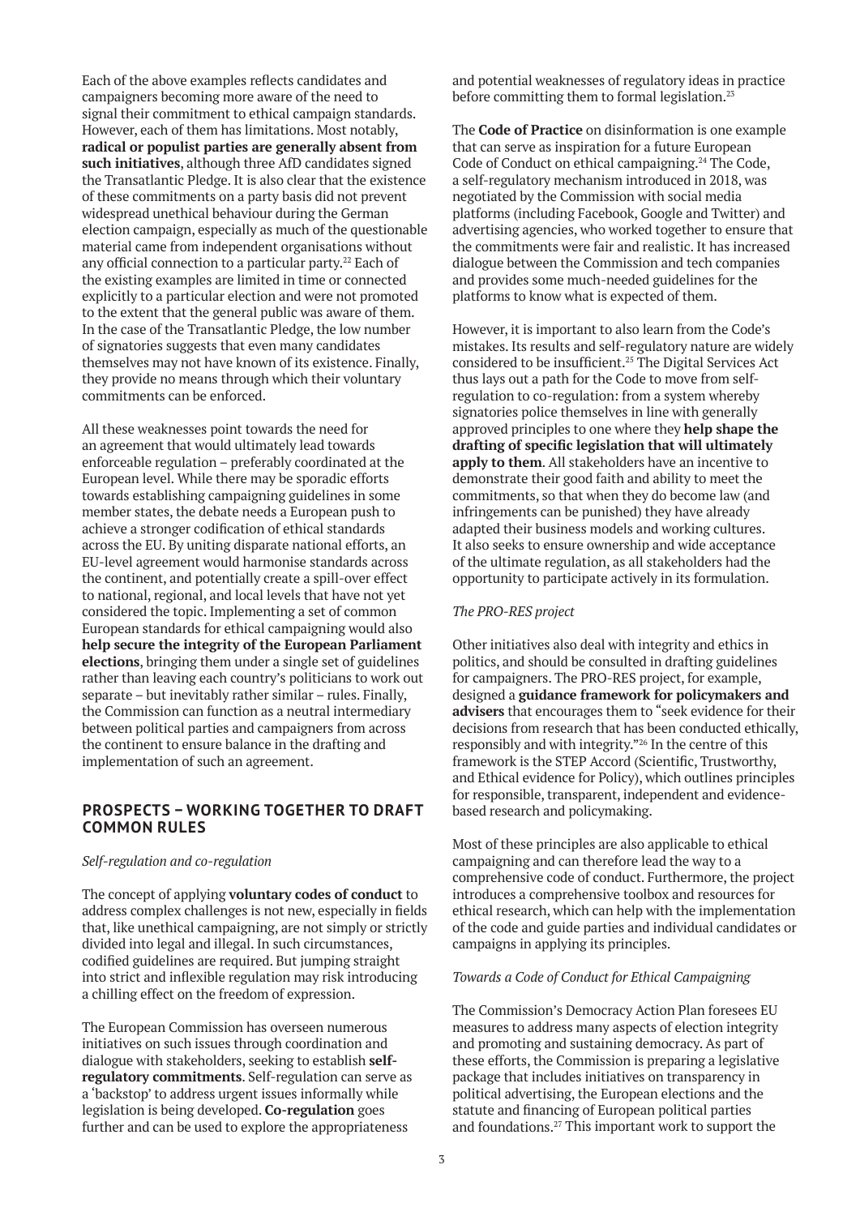Each of the above examples reflects candidates and campaigners becoming more aware of the need to signal their commitment to ethical campaign standards. However, each of them has limitations. Most notably, **radical or populist parties are generally absent from such initiatives**, although three AfD candidates signed the Transatlantic Pledge. It is also clear that the existence of these commitments on a party basis did not prevent widespread unethical behaviour during the German election campaign, especially as much of the questionable material came from independent organisations without any official connection to a particular party.[22] Each of the existing examples are limited in time or connected explicitly to a particular election and were not promoted to the extent that the general public was aware of them. In the case of the Transatlantic Pledge, the low number of signatories suggests that even many candidates themselves may not have known of its existence. Finally, they provide no means through which their voluntary commitments can be enforced.

All these weaknesses point towards the need for an agreement that would ultimately lead towards enforceable regulation – preferably coordinated at the European level. While there may be sporadic efforts towards establishing campaigning guidelines in some member states, the debate needs a European push to achieve a stronger codification of ethical standards across the EU. By uniting disparate national efforts, an EU-level agreement would harmonise standards across the continent, and potentially create a spill-over effect to national, regional, and local levels that have not yet considered the topic. Implementing a set of common European standards for ethical campaigning would also **help secure the integrity of the European Parliament elections**, bringing them under a single set of guidelines rather than leaving each country's politicians to work out separate – but inevitably rather similar – rules. Finally, the Commission can function as a neutral intermediary between political parties and campaigners from across the continent to ensure balance in the drafting and implementation of such an agreement.

## PROSPECTS – WORKING TOGETHER TO DRAFT COMMON RULES

*Self-regulation and co-regulation*

The concept of applying **voluntary codes of conduct** to address complex challenges is not new, especially in fields that, like unethical campaigning, are not simply or strictly divided into legal and illegal. In such circumstances, codified guidelines are required. But jumping straight into strict and inflexible regulation may risk introducing a chilling effect on the freedom of expression.

The European Commission has overseen numerous initiatives on such issues through coordination and dialogue with stakeholders, seeking to establish **self-regulatory commitments**. Self-regulation can serve as a 'backstop' to address urgent issues informally while legislation is being developed. **Co-regulation** goes further and can be used to explore the appropriateness and potential weaknesses of regulatory ideas in practice before committing them to formal legislation.[23]

The **Code of Practice** on disinformation is one example that can serve as inspiration for a future European Code of Conduct on ethical campaigning.[24] The Code, a self-regulatory mechanism introduced in 2018, was negotiated by the Commission with social media platforms (including Facebook, Google and Twitter) and advertising agencies, who worked together to ensure that the commitments were fair and realistic. It has increased dialogue between the Commission and tech companies and provides some much-needed guidelines for the platforms to know what is expected of them.

However, it is important to also learn from the Code's mistakes. Its results and self-regulatory nature are widely considered to be insufficient.[25] The Digital Services Act thus lays out a path for the Code to move from self-regulation to co-regulation: from a system whereby signatories police themselves in line with generally approved principles to one where they **help shape the drafting of specific legislation that will ultimately apply to them**. All stakeholders have an incentive to demonstrate their good faith and ability to meet the commitments, so that when they do become law (and infringements can be punished) they have already adapted their business models and working cultures. It also seeks to ensure ownership and wide acceptance of the ultimate regulation, as all stakeholders had the opportunity to participate actively in its formulation.

*The PRO-RES project*

Other initiatives also deal with integrity and ethics in politics, and should be consulted in drafting guidelines for campaigners. The PRO-RES project, for example, designed a **guidance framework for policymakers and advisers** that encourages them to "seek evidence for their decisions from research that has been conducted ethically, responsibly and with integrity."[26] In the centre of this framework is the STEP Accord (Scientific, Trustworthy, and Ethical evidence for Policy), which outlines principles for responsible, transparent, independent and evidence-based research and policymaking.

Most of these principles are also applicable to ethical campaigning and can therefore lead the way to a comprehensive code of conduct. Furthermore, the project introduces a comprehensive toolbox and resources for ethical research, which can help with the implementation of the code and guide parties and individual candidates or campaigns in applying its principles.

*Towards a Code of Conduct for Ethical Campaigning*

The Commission's Democracy Action Plan foresees EU measures to address many aspects of election integrity and promoting and sustaining democracy. As part of these efforts, the Commission is preparing a legislative package that includes initiatives on transparency in political advertising, the European elections and the statute and financing of European political parties and foundations.[27] This important work to support the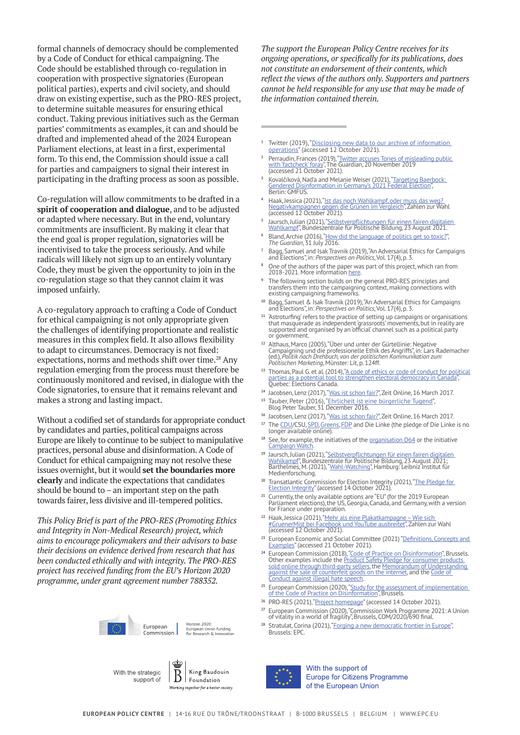formal channels of democracy should be complemented by a Code of Conduct for ethical campaigning. The Code should be established through co-regulation in cooperation with prospective signatories (European political parties), experts and civil society, and should draw on existing expertise, such as the PRO-RES project, to determine suitable measures for ensuring ethical conduct. Taking previous initiatives such as the German parties' commitments as examples, it can and should be drafted and implemented ahead of the 2024 European Parliament elections, at least in a first, experimental form. To this end, the Commission should issue a call for parties and campaigners to signal their interest in participating in the drafting process as soon as possible.

Co-regulation will allow commitments to be drafted in a **spirit of cooperation and dialogue**, and to be adjusted or adapted where necessary. But in the end, voluntary commitments are insufficient. By making it clear that the end goal is proper regulation, signatories will be incentivised to take the process seriously. And while radicals will likely not sign up to an entirely voluntary Code, they must be given the opportunity to join in the co-regulation stage so that they cannot claim it was imposed unfairly.

A co-regulatory approach to crafting a Code of Conduct for ethical campaigning is not only appropriate given the challenges of identifying proportionate and realistic measures in this complex field. It also allows flexibility to adapt to circumstances. Democracy is not fixed: expectations, norms and methods shift over time.[28] Any regulation emerging from the process must therefore be continuously monitored and revised, in dialogue with the Code signatories, to ensure that it remains relevant and makes a strong and lasting impact.

Without a codified set of standards for appropriate conduct by candidates and parties, political campaigns across Europe are likely to continue to be subject to manipulative practices, personal abuse and disinformation. A Code of Conduct for ethical campaigning may not resolve these issues overnight, but it would **set the boundaries more clearly** and indicate the expectations that candidates should be bound to – an important step on the path towards fairer, less divisive and ill-tempered politics.

*This Policy Brief is part of the PRO-RES (Promoting Ethics and Integrity in Non-Medical Research) project, which aims to encourage policymakers and their advisors to base their decisions on evidence derived from research that has been conducted ethically and with integrity. The PRO-RES project has received funding from the EU's Horizon 2020 programme, under grant agreement number 788352.*

European Commission | Horizon 2020 European Union funding for Research & Innovation

*The support the European Policy Centre receives for its ongoing operations, or specifically for its publications, does not constitute an endorsement of their contents, which reflect the views of the authors only. Supporters and partners cannot be held responsible for any use that may be made of the information contained therein.*

[1] Twitter (2019), "Disclosing new data to our archive of information operations" (accessed 12 October 2021).

[2] Perraudin, Frances (2019), "Twitter accuses Tories of misleading public with 'factcheck' foray", The Guardian, 20 November 2019 (accessed 21 October 2021).

[3] Kovalčíková, Nad'a and Melanie Weiser (2021), "Targeting Baerbock: Gendered Disinformation in Germany's 2021 Federal Election", Berlin: GMFUS.

[4] Haak, Jessica (2021), "Ist das noch Wahlkampf, oder muss das weg? Negativkampagnen gegen die Grünen im Vergleich", Zahlen zur Wahl (accessed 12 October 2021).

[5] Jaursch, Julian (2021), "Selbstverpflichtungen für einen fairen digitalen Wahlkampf", Bundeszentrale für Politische Bildung, 23 August 2021.

[6] Bland, Archie (2016), "How did the language of politics get so toxic?", *The Guardian*, 31 July 2016.

[7] Bagg, Samuel and Isak Travnik (2019), "An Adversarial Ethics for Campaigns and Elections", in: *Perspectives on Politics*, Vol. 17(4), p. 3.

[8] One of the authors of the paper was part of this project, which ran from 2018-2021. More information here.

[9] The following section builds on the general PRO-RES principles and transfers them into the campaigning context, making connections with existing campaigning frameworks.

[10] Bagg, Samuel & Isak Travnik (2019), "An Adversarial Ethics for Campaigns and Elections", in: *Perspectives on Politics*, Vol. 17(4), p. 3.

[11] 'Astroturfing' refers to the practice of setting up campaigns or organisations that masquerade as independent 'grassroots' movements, but in reality are supported and organised by an 'official' channel such as a political party or government.

[12] Althaus, Marco (2005), "Über und unter der Gürtellinie: Negative Campaigning und die professionelle Ethik des Angriffs", in: Lars Rademacher (ed.), *Politik nach Drehbuch, von der politischen Kommunikation zum Politischen Marketing*, Münster: Lit, p. 124ff.

[13] Thomas, Paul G. et al. (2014), "A code of ethics or code of conduct for political parties as a potential tool to strengthen electoral democracy in Canada", Quebec: Elections Canada.

[14] Jacobsen, Lenz (2017), "Was ist schon fair?", Zeit Online, 16 March 2017.

[15] Tauber, Peter (2016), "Ehrlicheit ist eine bürgerliche Tugend", Blog Peter Tauber, 31 December 2016.

[16] Jacobsen, Lenz (2017), "Was ist schon fair?", Zeit Online, 16 March 2017.

[17] The CDU/CSU, SPD, Greens, FDP and Die Linke (the pledge of Die Linke is no longer available online).

[18] See, for example, the initiatives of the organisation D64 or the initiative Campaign Watch.

[19] Jaursch, Julian (2021), "Selbstverpflichtungen für einen fairen digitalen Wahlkampf", Bundeszentrale für Politische Bildung, 23 August 2021; Barthelmes, M. (2021), "Wahl-Watching", Hamburg: Leibniz Institut für Medienforschung.

[20] Transatlantic Commission for Election Integrity (2021), "The Pledge for Election Integrity" (accessed 14 October 2021).

[21] Currently, the only available options are "EU" (for the 2019 European Parliament elections), the US, Georgia, Canada, and Germany, with a version for France under preparation.

[22] Haak, Jessica (2021), "Mehr als eine Plakatkampagne – Wie sich #GruenerMist bei Facebook und YouTube ausbreitet", Zahlen zur Wahl (accessed 12 October 2021).

[23] European Economic and Social Committee (2021) "Definitions, Concepts and Examples" (accessed 21 October 2021).

[24] European Commission (2018), "Code of Practice on Disinformation", Brussels. Other examples include the Product Safety Pledge for consumer products sold online through third-party sellers, the Memorandum of Understanding against the sale of counterfeit goods on the internet, and the Code of Conduct against illegal hate speech.

[25] European Commission (2020), "Study for the assessment of implementation of the Code of Practice on Disinformation", Brussels.

[26] PRO-RES (2021), "Project homepage" (accessed 14 October 2021).

[27] European Commission (2020), "Commission Work Programme 2021: A Union of vitality in a world of fragility", Brussels, COM/2020/690 final.

[28] Stratulat, Corina (2021), "Forging a new democratic frontier in Europe", Brussels: EPC.

With the strategic support of King Baudouin Foundation – Working together for a better society

With the support of Europe for Citizens Programme of the European Union